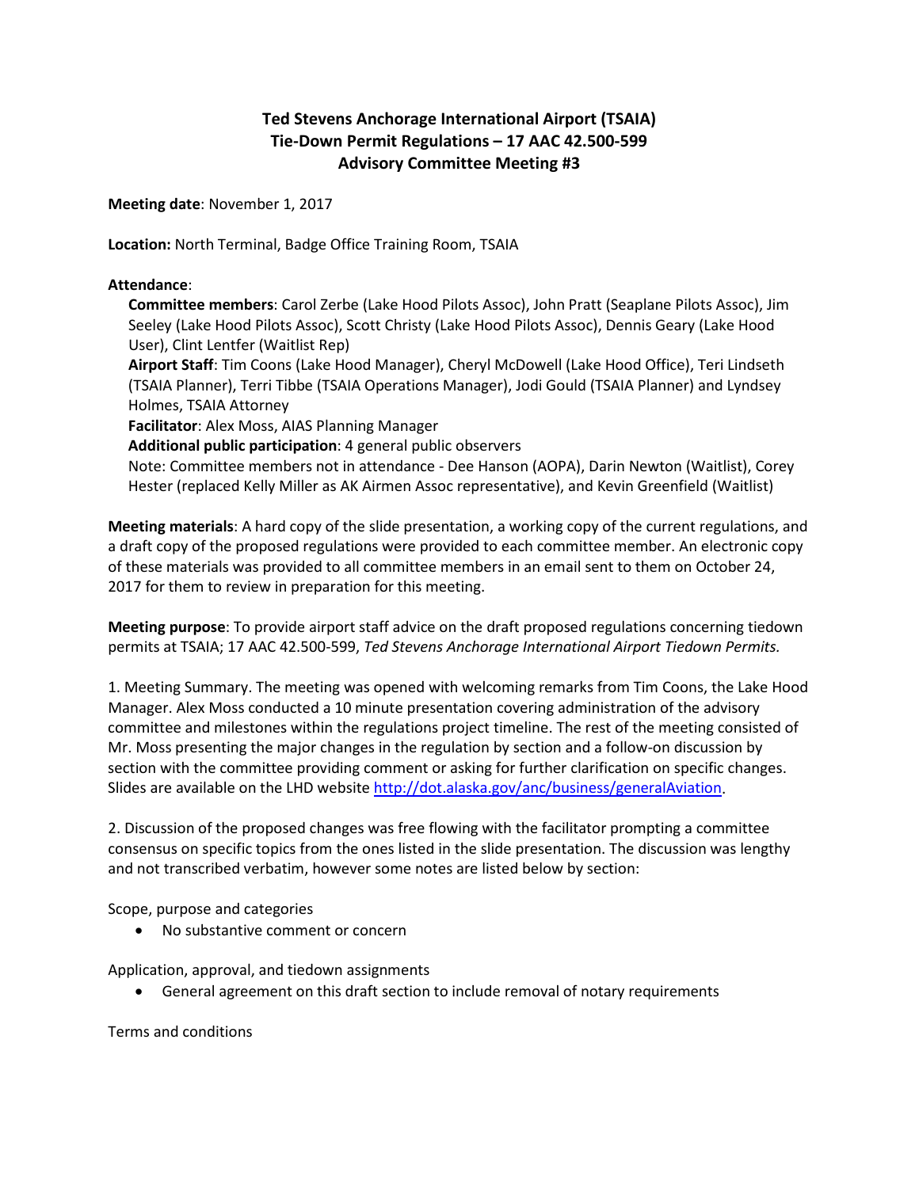# Ted Stevens Anchorage International Airport (TSAIA)
# Tie-Down Permit Regulations – 17 AAC 42.500-599
# Advisory Committee Meeting #3

**Meeting date**: November 1, 2017

**Location:** North Terminal, Badge Office Training Room, TSAIA

**Attendance**:

**Committee members**: Carol Zerbe (Lake Hood Pilots Assoc), John Pratt (Seaplane Pilots Assoc), Jim Seeley (Lake Hood Pilots Assoc), Scott Christy (Lake Hood Pilots Assoc), Dennis Geary (Lake Hood User), Clint Lentfer (Waitlist Rep)

**Airport Staff**: Tim Coons (Lake Hood Manager), Cheryl McDowell (Lake Hood Office), Teri Lindseth (TSAIA Planner), Terri Tibbe (TSAIA Operations Manager), Jodi Gould (TSAIA Planner) and Lyndsey Holmes, TSAIA Attorney

**Facilitator**: Alex Moss, AIAS Planning Manager

**Additional public participation**: 4 general public observers

Note: Committee members not in attendance - Dee Hanson (AOPA), Darin Newton (Waitlist), Corey Hester (replaced Kelly Miller as AK Airmen Assoc representative), and Kevin Greenfield (Waitlist)

**Meeting materials**: A hard copy of the slide presentation, a working copy of the current regulations, and a draft copy of the proposed regulations were provided to each committee member. An electronic copy of these materials was provided to all committee members in an email sent to them on October 24, 2017 for them to review in preparation for this meeting.

**Meeting purpose**: To provide airport staff advice on the draft proposed regulations concerning tiedown permits at TSAIA; 17 AAC 42.500-599, *Ted Stevens Anchorage International Airport Tiedown Permits.*

1. Meeting Summary. The meeting was opened with welcoming remarks from Tim Coons, the Lake Hood Manager. Alex Moss conducted a 10 minute presentation covering administration of the advisory committee and milestones within the regulations project timeline. The rest of the meeting consisted of Mr. Moss presenting the major changes in the regulation by section and a follow-on discussion by section with the committee providing comment or asking for further clarification on specific changes. Slides are available on the LHD website http://dot.alaska.gov/anc/business/generalAviation.

2. Discussion of the proposed changes was free flowing with the facilitator prompting a committee consensus on specific topics from the ones listed in the slide presentation. The discussion was lengthy and not transcribed verbatim, however some notes are listed below by section:

Scope, purpose and categories

- No substantive comment or concern

Application, approval, and tiedown assignments

- General agreement on this draft section to include removal of notary requirements

Terms and conditions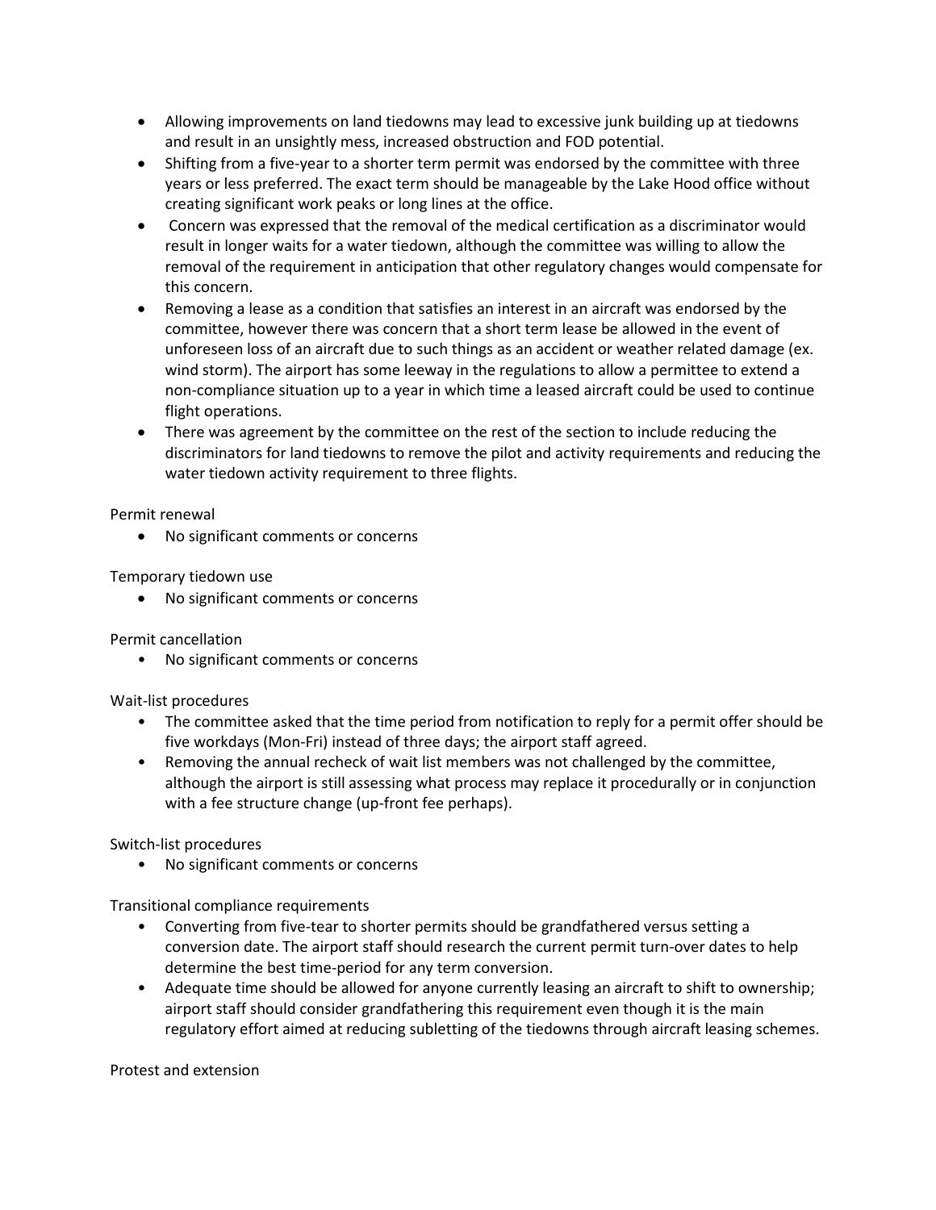- Allowing improvements on land tiedowns may lead to excessive junk building up at tiedowns and result in an unsightly mess, increased obstruction and FOD potential.
- Shifting from a five-year to a shorter term permit was endorsed by the committee with three years or less preferred. The exact term should be manageable by the Lake Hood office without creating significant work peaks or long lines at the office.
- Concern was expressed that the removal of the medical certification as a discriminator would result in longer waits for a water tiedown, although the committee was willing to allow the removal of the requirement in anticipation that other regulatory changes would compensate for this concern.
- Removing a lease as a condition that satisfies an interest in an aircraft was endorsed by the committee, however there was concern that a short term lease be allowed in the event of unforeseen loss of an aircraft due to such things as an accident or weather related damage (ex. wind storm). The airport has some leeway in the regulations to allow a permittee to extend a non-compliance situation up to a year in which time a leased aircraft could be used to continue flight operations.
- There was agreement by the committee on the rest of the section to include reducing the discriminators for land tiedowns to remove the pilot and activity requirements and reducing the water tiedown activity requirement to three flights.

Permit renewal

- No significant comments or concerns

Temporary tiedown use

- No significant comments or concerns

Permit cancellation

- No significant comments or concerns

Wait-list procedures

- The committee asked that the time period from notification to reply for a permit offer should be five workdays (Mon-Fri) instead of three days; the airport staff agreed.
- Removing the annual recheck of wait list members was not challenged by the committee, although the airport is still assessing what process may replace it procedurally or in conjunction with a fee structure change (up-front fee perhaps).

Switch-list procedures

- No significant comments or concerns

Transitional compliance requirements

- Converting from five-tear to shorter permits should be grandfathered versus setting a conversion date. The airport staff should research the current permit turn-over dates to help determine the best time-period for any term conversion.
- Adequate time should be allowed for anyone currently leasing an aircraft to shift to ownership; airport staff should consider grandfathering this requirement even though it is the main regulatory effort aimed at reducing subletting of the tiedowns through aircraft leasing schemes.

Protest and extension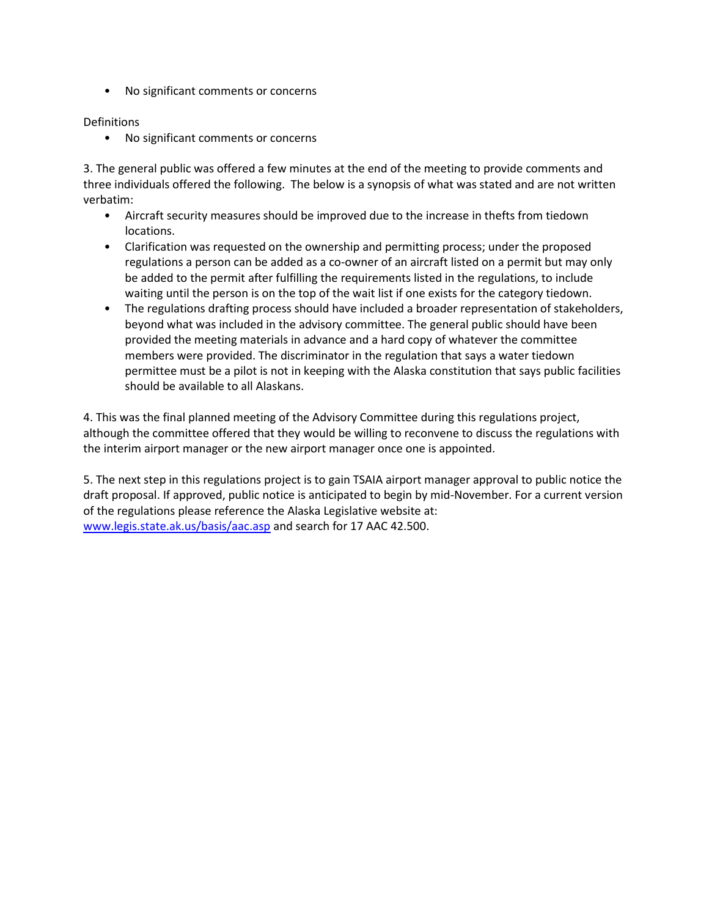- No significant comments or concerns

Definitions

- No significant comments or concerns

3. The general public was offered a few minutes at the end of the meeting to provide comments and three individuals offered the following. The below is a synopsis of what was stated and are not written verbatim:
   - Aircraft security measures should be improved due to the increase in thefts from tiedown locations.
   - Clarification was requested on the ownership and permitting process; under the proposed regulations a person can be added as a co-owner of an aircraft listed on a permit but may only be added to the permit after fulfilling the requirements listed in the regulations, to include waiting until the person is on the top of the wait list if one exists for the category tiedown.
   - The regulations drafting process should have included a broader representation of stakeholders, beyond what was included in the advisory committee. The general public should have been provided the meeting materials in advance and a hard copy of whatever the committee members were provided. The discriminator in the regulation that says a water tiedown permittee must be a pilot is not in keeping with the Alaska constitution that says public facilities should be available to all Alaskans.

4. This was the final planned meeting of the Advisory Committee during this regulations project, although the committee offered that they would be willing to reconvene to discuss the regulations with the interim airport manager or the new airport manager once one is appointed.

5. The next step in this regulations project is to gain TSAIA airport manager approval to public notice the draft proposal. If approved, public notice is anticipated to begin by mid-November. For a current version of the regulations please reference the Alaska Legislative website at: [www.legis.state.ak.us/basis/aac.asp](www.legis.state.ak.us/basis/aac.asp) and search for 17 AAC 42.500.